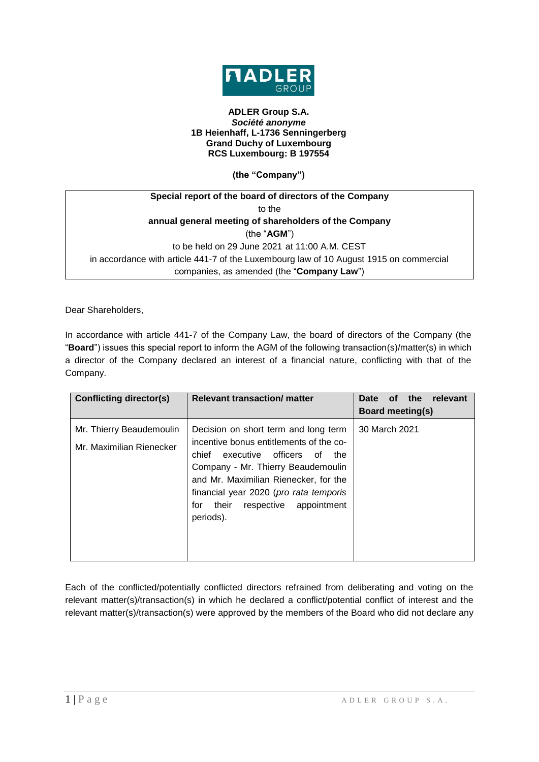**ADLER Group S.A.**
***Société anonyme***
**1B Heienhaff, L-1736 Senningerberg**
**Grand Duchy of Luxembourg**
**RCS Luxembourg: B 197554**

**(the "Company")**

**Special report of the board of directors of the Company**
to the
**annual general meeting of shareholders of the Company**
(the "**AGM**")
to be held on 29 June 2021 at 11:00 A.M. CEST
in accordance with article 441-7 of the Luxembourg law of 10 August 1915 on commercial companies, as amended (the "**Company Law**")

Dear Shareholders,

In accordance with article 441-7 of the Company Law, the board of directors of the Company (the "**Board**") issues this special report to inform the AGM of the following transaction(s)/matter(s) in which a director of the Company declared an interest of a financial nature, conflicting with that of the Company.

| Conflicting director(s) | Relevant transaction/ matter | Date of the relevant Board meeting(s) |
|---|---|---|
| Mr. Thierry Beaudemoulin<br>Mr. Maximilian Rienecker | Decision on short term and long term incentive bonus entitlements of the co-chief executive officers of the Company - Mr. Thierry Beaudemoulin and Mr. Maximilian Rienecker, for the financial year 2020 (*pro rata temporis* for their respective appointment periods). | 30 March 2021 |

Each of the conflicted/potentially conflicted directors refrained from deliberating and voting on the relevant matter(s)/transaction(s) in which he declared a conflict/potential conflict of interest and the relevant matter(s)/transaction(s) were approved by the members of the Board who did not declare any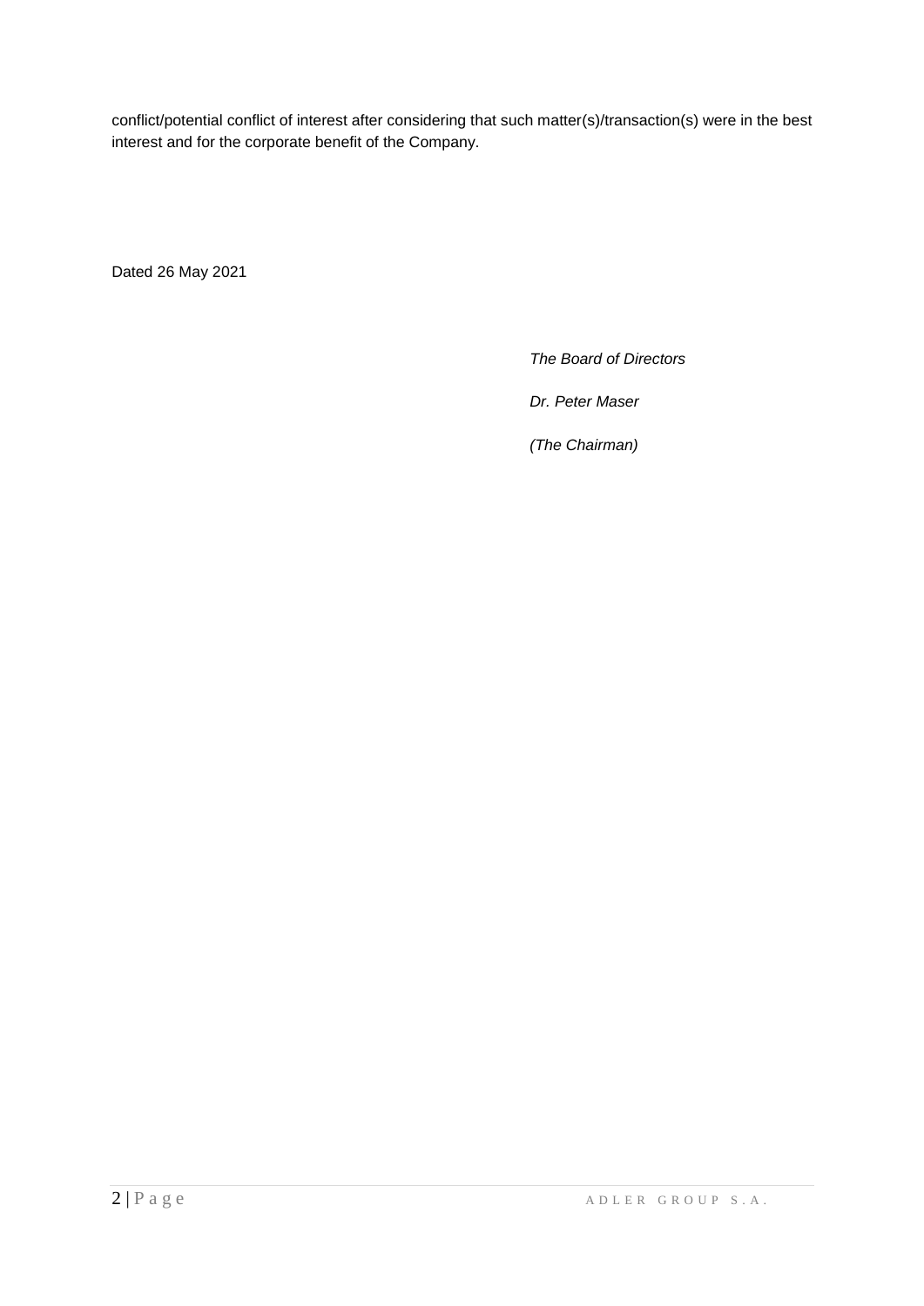conflict/potential conflict of interest after considering that such matter(s)/transaction(s) were in the best interest and for the corporate benefit of the Company.

Dated 26 May 2021

*The Board of Directors*

*Dr. Peter Maser*

*(The Chairman)*